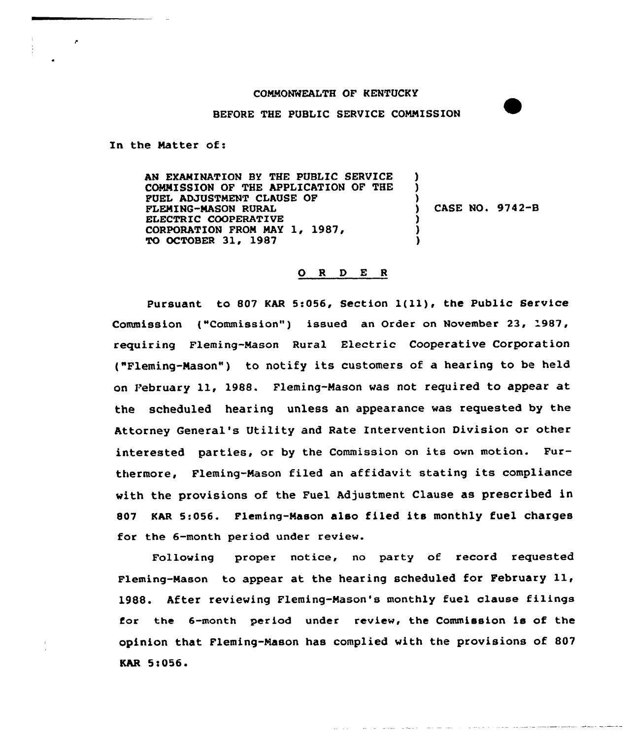COMMONWEALTH OF KENTUCKY

BEFORE THE PUBLIC SERVICE COMMISSION

In the Matter of:

| | | |
|---|---|---|
| AN EXAMINATION BY THE PUBLIC SERVICE COMMISSION OF THE APPLICATION OF THE FUEL ADJUSTMENT CLAUSE OF FLEMING-MASON RURAL ELECTRIC COOPERATIVE CORPORATION FROM MAY 1, 1987, TO OCTOBER 31, 1987 | ) | CASE NO. 9742-B |

## O R D E R

Pursuant to 807 KAR 5:056, Section 1(11), the Public Service Commission ("Commission") issued an Order on November 23, 1987, requiring Fleming-Mason Rural Electric Cooperative Corporation ("Fleming-Mason") to notify its customers of a hearing to be held on February 11, 1988. Fleming-Mason was not required to appear at the scheduled hearing unless an appearance was requested by the Attorney General's Utility and Rate Intervention Division or other interested parties, or by the Commission on its own motion. Furthermore, Fleming-Mason filed an affidavit stating its compliance with the provisions of the Fuel Adjustment Clause as prescribed in 807 KAR 5:056. Fleming-Mason also filed its monthly fuel charges for the 6-month period under review.

Following proper notice, no party of record requested Fleming-Mason to appear at the hearing scheduled for February 11, 1988. After reviewing Fleming-Mason's monthly fuel clause filings for the 6-month period under review, the Commission is of the opinion that Fleming-Mason has complied with the provisions of 807 KAR 5:056.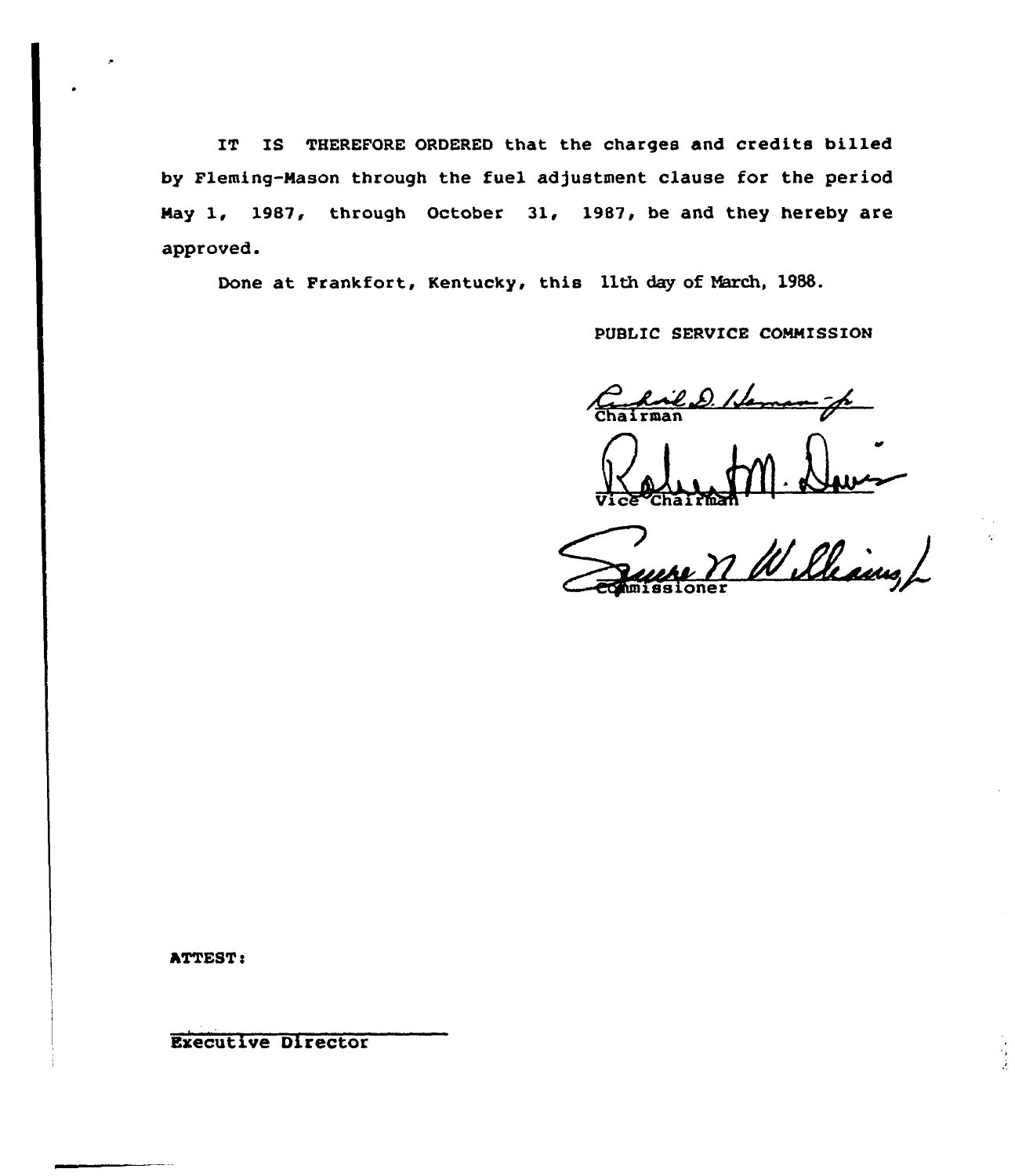IT IS THEREFORE ORDERED that the charges and credits billed by Fleming-Mason through the fuel adjustment clause for the period May 1, 1987, through October 31, 1987, be and they hereby are approved.

Done at Frankfort, Kentucky, this 11th day of March, 1988.

PUBLIC SERVICE COMMISSION

Chairman

Vice Chairman

Commissioner

ATTEST:

Executive Director